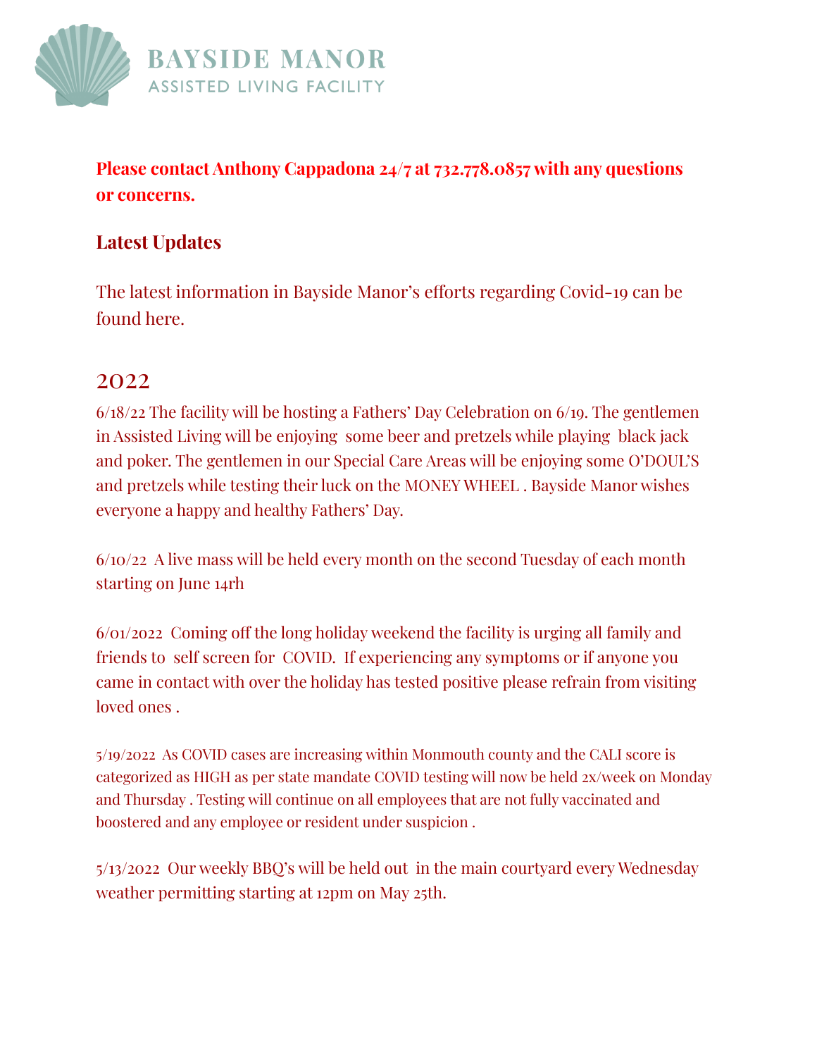# BAYSIDE MANOR
ASSISTED LIVING FACILITY

**Please contact Anthony Cappadona 24/7 at 732.778.0857 with any questions or concerns.**

## Latest Updates

The latest information in Bayside Manor's efforts regarding Covid-19 can be found here.

## 2022

6/18/22 The facility will be hosting a Fathers' Day Celebration on 6/19. The gentlemen in Assisted Living will be enjoying some beer and pretzels while playing black jack and poker. The gentlemen in our Special Care Areas will be enjoying some O'DOUL'S and pretzels while testing their luck on the MONEY WHEEL . Bayside Manor wishes everyone a happy and healthy Fathers' Day.

6/10/22 A live mass will be held every month on the second Tuesday of each month starting on June 14rh

6/01/2022 Coming off the long holiday weekend the facility is urging all family and friends to self screen for COVID. If experiencing any symptoms or if anyone you came in contact with over the holiday has tested positive please refrain from visiting loved ones .

5/19/2022 As COVID cases are increasing within Monmouth county and the CALI score is categorized as HIGH as per state mandate COVID testing will now be held 2x/week on Monday and Thursday . Testing will continue on all employees that are not fully vaccinated and boostered and any employee or resident under suspicion .

5/13/2022 Our weekly BBQ's will be held out in the main courtyard every Wednesday weather permitting starting at 12pm on May 25th.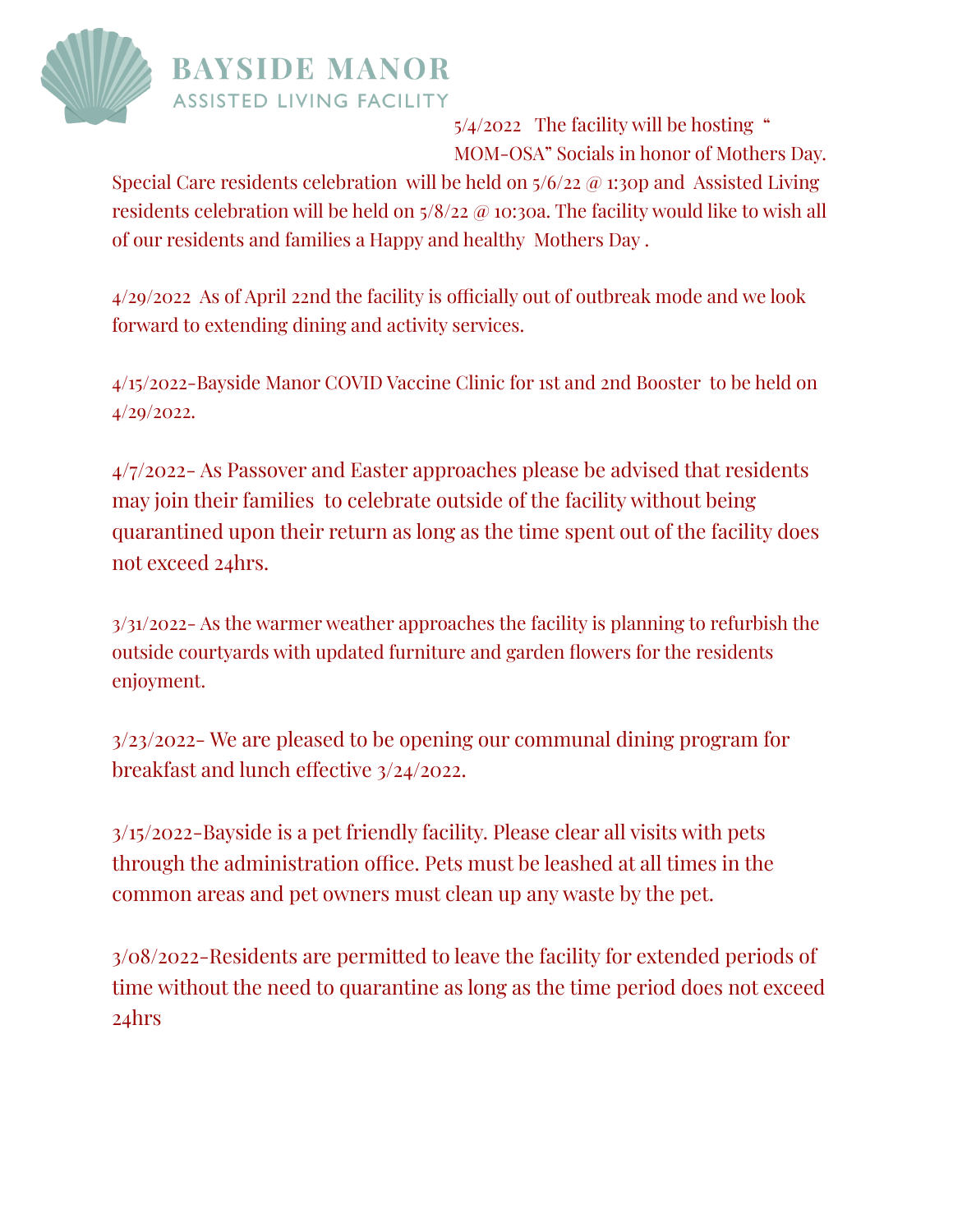**BAYSIDE MANOR**
ASSISTED LIVING FACILITY

5/4/2022 The facility will be hosting " MOM-OSA" Socials in honor of Mothers Day. Special Care residents celebration will be held on 5/6/22 @ 1:30p and Assisted Living residents celebration will be held on 5/8/22 @ 10:30a. The facility would like to wish all of our residents and families a Happy and healthy Mothers Day .

4/29/2022 As of April 22nd the facility is officially out of outbreak mode and we look forward to extending dining and activity services.

4/15/2022-Bayside Manor COVID Vaccine Clinic for 1st and 2nd Booster to be held on 4/29/2022.

4/7/2022- As Passover and Easter approaches please be advised that residents may join their families to celebrate outside of the facility without being quarantined upon their return as long as the time spent out of the facility does not exceed 24hrs.

3/31/2022- As the warmer weather approaches the facility is planning to refurbish the outside courtyards with updated furniture and garden flowers for the residents enjoyment.

3/23/2022- We are pleased to be opening our communal dining program for breakfast and lunch effective 3/24/2022.

3/15/2022-Bayside is a pet friendly facility. Please clear all visits with pets through the administration office. Pets must be leashed at all times in the common areas and pet owners must clean up any waste by the pet.

3/08/2022-Residents are permitted to leave the facility for extended periods of time without the need to quarantine as long as the time period does not exceed 24hrs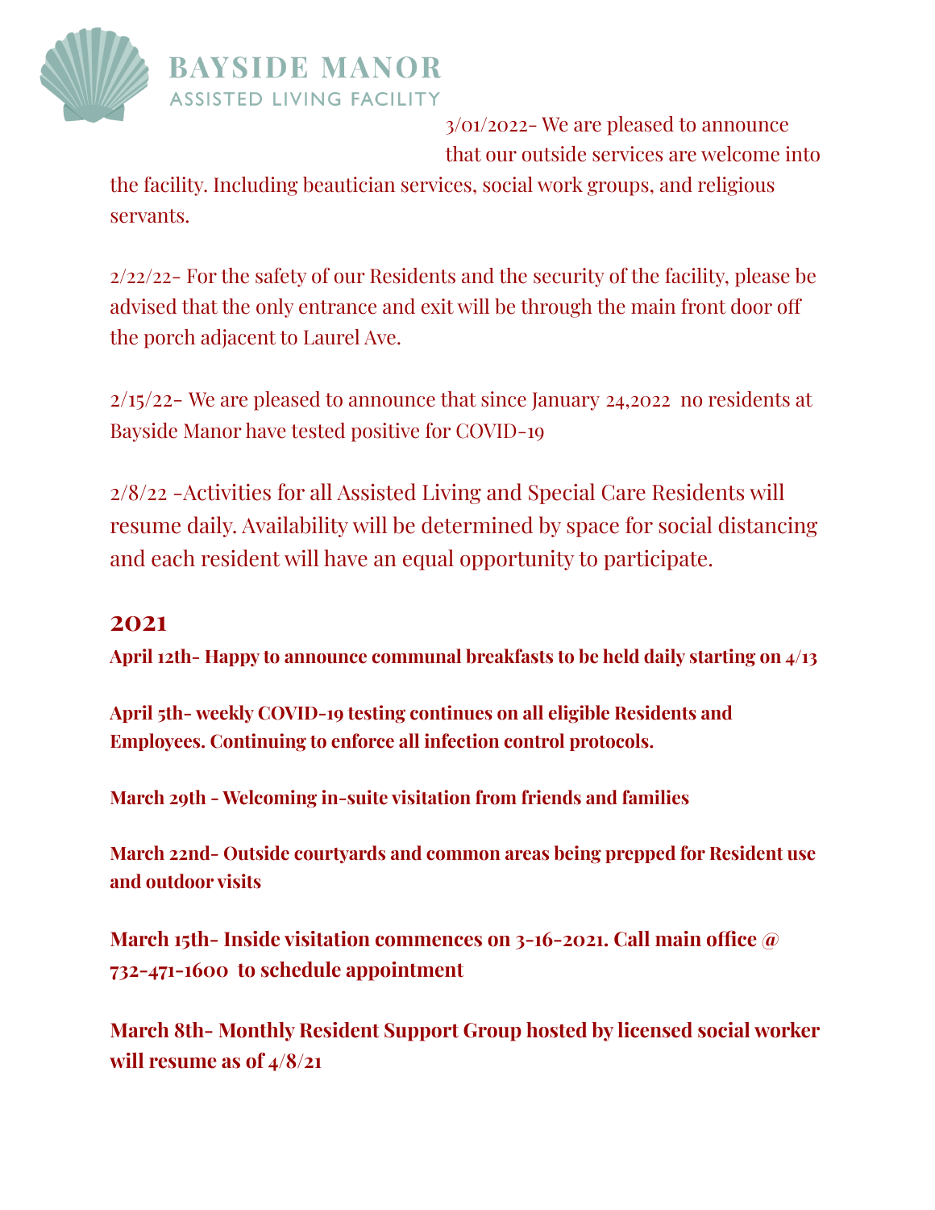**BAYSIDE MANOR**
ASSISTED LIVING FACILITY

3/01/2022- We are pleased to announce that our outside services are welcome into the facility. Including beautician services, social work groups, and religious servants.

2/22/22- For the safety of our Residents and the security of the facility, please be advised that the only entrance and exit will be through the main front door off the porch adjacent to Laurel Ave.

2/15/22- We are pleased to announce that since January 24,2022  no residents at Bayside Manor have tested positive for COVID-19

2/8/22 -Activities for all Assisted Living and Special Care Residents will resume daily. Availability will be determined by space for social distancing and each resident will have an equal opportunity to participate.

## 2021

**April 12th- Happy to announce communal breakfasts to be held daily starting on 4/13**

**April 5th- weekly COVID-19 testing continues on all eligible Residents and Employees. Continuing to enforce all infection control protocols.**

**March 29th - Welcoming in-suite visitation from friends and families**

**March 22nd- Outside courtyards and common areas being prepped for Resident use and outdoor visits**

**March 15th- Inside visitation commences on 3-16-2021. Call main office @ 732-471-1600  to schedule appointment**

**March 8th- Monthly Resident Support Group hosted by licensed social worker will resume as of 4/8/21**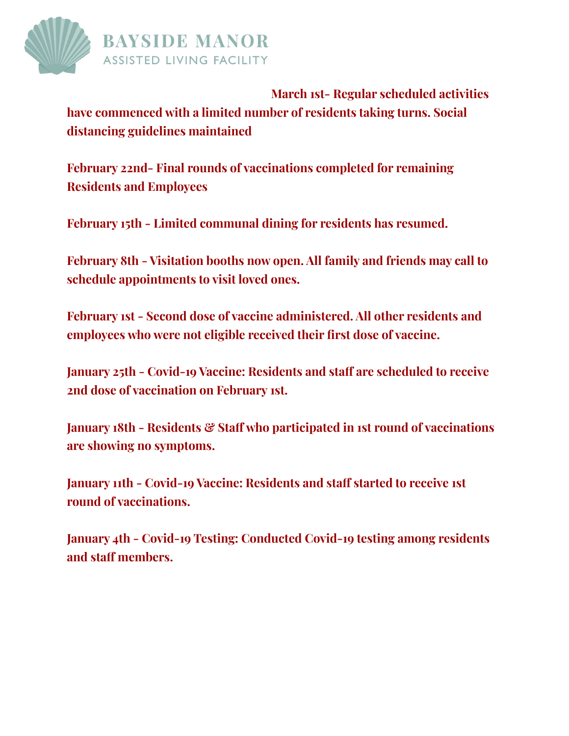# BAYSIDE MANOR

ASSISTED LIVING FACILITY

**March 1st- Regular scheduled activities have commenced with a limited number of residents taking turns. Social distancing guidelines maintained**

**February 22nd- Final rounds of vaccinations completed for remaining Residents and Employees**

**February 15th - Limited communal dining for residents has resumed.**

**February 8th - Visitation booths now open. All family and friends may call to schedule appointments to visit loved ones.**

**February 1st - Second dose of vaccine administered. All other residents and employees who were not eligible received their first dose of vaccine.**

**January 25th - Covid-19 Vaccine: Residents and staff are scheduled to receive 2nd dose of vaccination on February 1st.**

**January 18th - Residents & Staff who participated in 1st round of vaccinations are showing no symptoms.**

**January 11th - Covid-19 Vaccine: Residents and staff started to receive 1st round of vaccinations.**

**January 4th - Covid-19 Testing: Conducted Covid-19 testing among residents and staff members.**